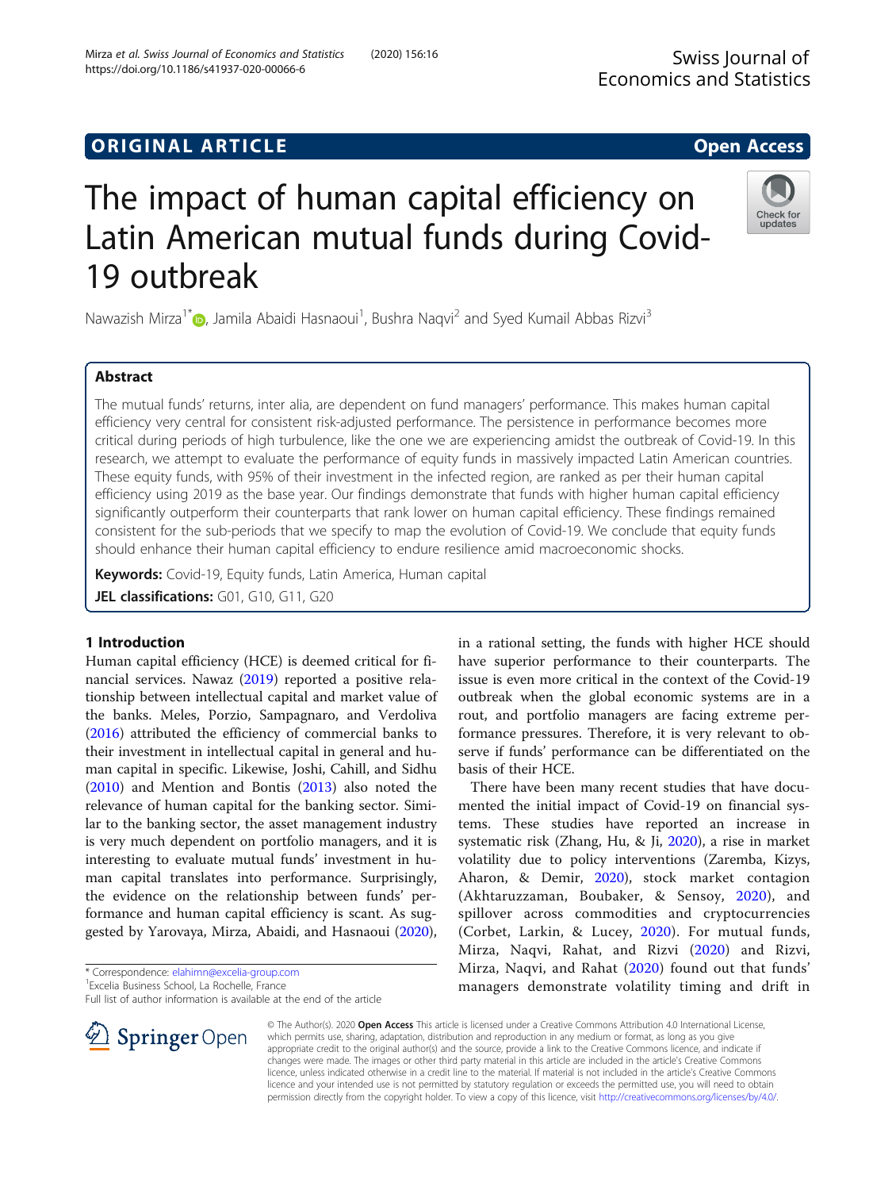**ORIGINAL ARTICLE** **Open Access**

# The impact of human capital efficiency on Latin American mutual funds during Covid-19 outbreak

Nawazish Mirza[1*], Jamila Abaidi Hasnaoui[1], Bushra Naqvi[2] and Syed Kumail Abbas Rizvi[3]

## Abstract

The mutual funds' returns, inter alia, are dependent on fund managers' performance. This makes human capital efficiency very central for consistent risk-adjusted performance. The persistence in performance becomes more critical during periods of high turbulence, like the one we are experiencing amidst the outbreak of Covid-19. In this research, we attempt to evaluate the performance of equity funds in massively impacted Latin American countries. These equity funds, with 95% of their investment in the infected region, are ranked as per their human capital efficiency using 2019 as the base year. Our findings demonstrate that funds with higher human capital efficiency significantly outperform their counterparts that rank lower on human capital efficiency. These findings remained consistent for the sub-periods that we specify to map the evolution of Covid-19. We conclude that equity funds should enhance their human capital efficiency to endure resilience amid macroeconomic shocks.

**Keywords:** Covid-19, Equity funds, Latin America, Human capital

**JEL classifications:** G01, G10, G11, G20

## 1 Introduction

Human capital efficiency (HCE) is deemed critical for financial services. Nawaz (2019) reported a positive relationship between intellectual capital and market value of the banks. Meles, Porzio, Sampagnaro, and Verdoliva (2016) attributed the efficiency of commercial banks to their investment in intellectual capital in general and human capital in specific. Likewise, Joshi, Cahill, and Sidhu (2010) and Mention and Bontis (2013) also noted the relevance of human capital for the banking sector. Similar to the banking sector, the asset management industry is very much dependent on portfolio managers, and it is interesting to evaluate mutual funds' investment in human capital translates into performance. Surprisingly, the evidence on the relationship between funds' performance and human capital efficiency is scant. As suggested by Yarovaya, Mirza, Abaidi, and Hasnaoui (2020), in a rational setting, the funds with higher HCE should have superior performance to their counterparts. The issue is even more critical in the context of the Covid-19 outbreak when the global economic systems are in a rout, and portfolio managers are facing extreme performance pressures. Therefore, it is very relevant to observe if funds' performance can be differentiated on the basis of their HCE.

There have been many recent studies that have documented the initial impact of Covid-19 on financial systems. These studies have reported an increase in systematic risk (Zhang, Hu, & Ji, 2020), a rise in market volatility due to policy interventions (Zaremba, Kizys, Aharon, & Demir, 2020), stock market contagion (Akhtaruzzaman, Boubaker, & Sensoy, 2020), and spillover across commodities and cryptocurrencies (Corbet, Larkin, & Lucey, 2020). For mutual funds, Mirza, Naqvi, Rahat, and Rizvi (2020) and Rizvi, Mirza, Naqvi, and Rahat (2020) found out that funds' managers demonstrate volatility timing and drift in

\* Correspondence: elahimn@excelia-group.com
[1]Excelia Business School, La Rochelle, France
Full list of author information is available at the end of the article

© The Author(s). 2020 **Open Access** This article is licensed under a Creative Commons Attribution 4.0 International License, which permits use, sharing, adaptation, distribution and reproduction in any medium or format, as long as you give appropriate credit to the original author(s) and the source, provide a link to the Creative Commons licence, and indicate if changes were made. The images or other third party material in this article are included in the article's Creative Commons licence, unless indicated otherwise in a credit line to the material. If material is not included in the article's Creative Commons licence and your intended use is not permitted by statutory regulation or exceeds the permitted use, you will need to obtain permission directly from the copyright holder. To view a copy of this licence, visit http://creativecommons.org/licenses/by/4.0/.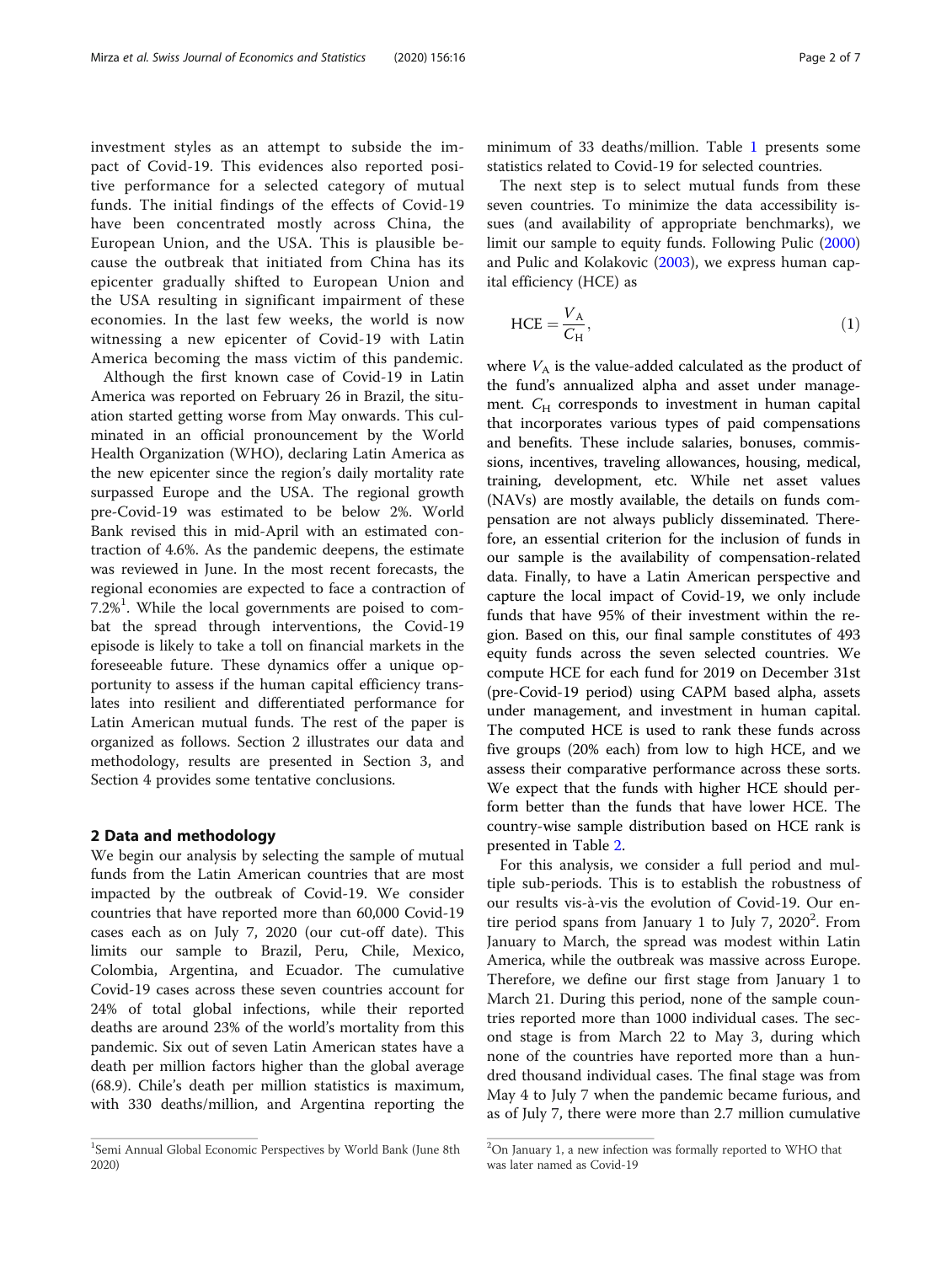investment styles as an attempt to subside the impact of Covid-19. This evidences also reported positive performance for a selected category of mutual funds. The initial findings of the effects of Covid-19 have been concentrated mostly across China, the European Union, and the USA. This is plausible because the outbreak that initiated from China has its epicenter gradually shifted to European Union and the USA resulting in significant impairment of these economies. In the last few weeks, the world is now witnessing a new epicenter of Covid-19 with Latin America becoming the mass victim of this pandemic.

Although the first known case of Covid-19 in Latin America was reported on February 26 in Brazil, the situation started getting worse from May onwards. This culminated in an official pronouncement by the World Health Organization (WHO), declaring Latin America as the new epicenter since the region's daily mortality rate surpassed Europe and the USA. The regional growth pre-Covid-19 was estimated to be below 2%. World Bank revised this in mid-April with an estimated contraction of 4.6%. As the pandemic deepens, the estimate was reviewed in June. In the most recent forecasts, the regional economies are expected to face a contraction of 7.2%[1]. While the local governments are poised to combat the spread through interventions, the Covid-19 episode is likely to take a toll on financial markets in the foreseeable future. These dynamics offer a unique opportunity to assess if the human capital efficiency translates into resilient and differentiated performance for Latin American mutual funds. The rest of the paper is organized as follows. Section 2 illustrates our data and methodology, results are presented in Section 3, and Section 4 provides some tentative conclusions.

## 2 Data and methodology

We begin our analysis by selecting the sample of mutual funds from the Latin American countries that are most impacted by the outbreak of Covid-19. We consider countries that have reported more than 60,000 Covid-19 cases each as on July 7, 2020 (our cut-off date). This limits our sample to Brazil, Peru, Chile, Mexico, Colombia, Argentina, and Ecuador. The cumulative Covid-19 cases across these seven countries account for 24% of total global infections, while their reported deaths are around 23% of the world's mortality from this pandemic. Six out of seven Latin American states have a death per million factors higher than the global average (68.9). Chile's death per million statistics is maximum, with 330 deaths/million, and Argentina reporting the minimum of 33 deaths/million. Table 1 presents some statistics related to Covid-19 for selected countries.

The next step is to select mutual funds from these seven countries. To minimize the data accessibility issues (and availability of appropriate benchmarks), we limit our sample to equity funds. Following Pulic (2000) and Pulic and Kolakovic (2003), we express human capital efficiency (HCE) as

$$\mathrm{HCE} = \frac{V_{\mathrm{A}}}{C_{\mathrm{H}}}, \tag{1}$$

where $V_{\mathrm{A}}$ is the value-added calculated as the product of the fund's annualized alpha and asset under management. $C_{\mathrm{H}}$ corresponds to investment in human capital that incorporates various types of paid compensations and benefits. These include salaries, bonuses, commissions, incentives, traveling allowances, housing, medical, training, development, etc. While net asset values (NAVs) are mostly available, the details on funds compensation are not always publicly disseminated. Therefore, an essential criterion for the inclusion of funds in our sample is the availability of compensation-related data. Finally, to have a Latin American perspective and capture the local impact of Covid-19, we only include funds that have 95% of their investment within the region. Based on this, our final sample constitutes of 493 equity funds across the seven selected countries. We compute HCE for each fund for 2019 on December 31st (pre-Covid-19 period) using CAPM based alpha, assets under management, and investment in human capital. The computed HCE is used to rank these funds across five groups (20% each) from low to high HCE, and we assess their comparative performance across these sorts. We expect that the funds with higher HCE should perform better than the funds that have lower HCE. The country-wise sample distribution based on HCE rank is presented in Table 2.

For this analysis, we consider a full period and multiple sub-periods. This is to establish the robustness of our results vis-à-vis the evolution of Covid-19. Our entire period spans from January 1 to July 7, 2020[2]. From January to March, the spread was modest within Latin America, while the outbreak was massive across Europe. Therefore, we define our first stage from January 1 to March 21. During this period, none of the sample countries reported more than 1000 individual cases. The second stage is from March 22 to May 3, during which none of the countries have reported more than a hundred thousand individual cases. The final stage was from May 4 to July 7 when the pandemic became furious, and as of July 7, there were more than 2.7 million cumulative

[1] Semi Annual Global Economic Perspectives by World Bank (June 8th 2020)

[2] On January 1, a new infection was formally reported to WHO that was later named as Covid-19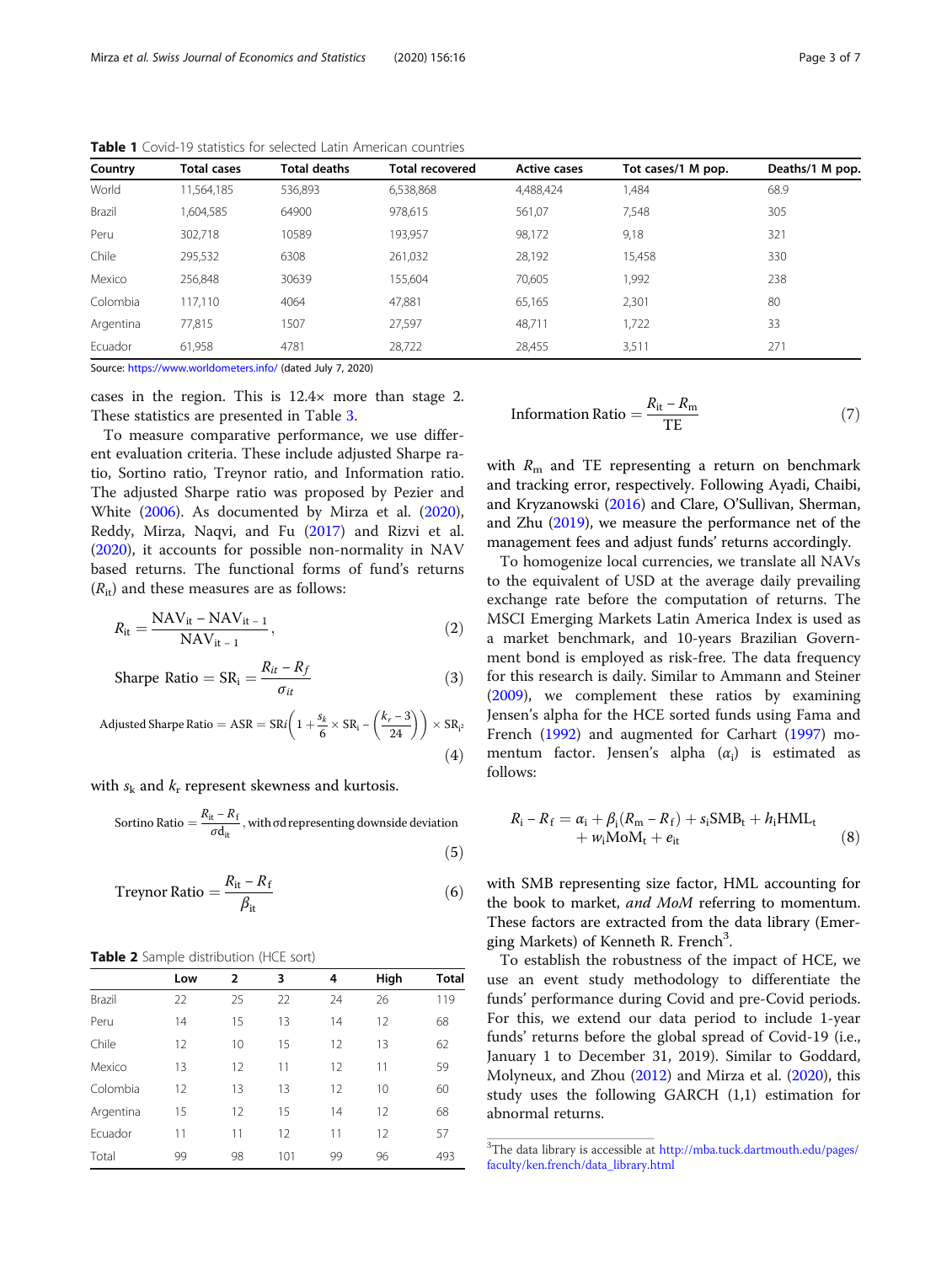**Table 1** Covid-19 statistics for selected Latin American countries

| Country | Total cases | Total deaths | Total recovered | Active cases | Tot cases/1 M pop. | Deaths/1 M pop. |
|---|---|---|---|---|---|---|
| World | 11,564,185 | 536,893 | 6,538,868 | 4,488,424 | 1,484 | 68.9 |
| Brazil | 1,604,585 | 64900 | 978,615 | 561,07 | 7,548 | 305 |
| Peru | 302,718 | 10589 | 193,957 | 98,172 | 9,18 | 321 |
| Chile | 295,532 | 6308 | 261,032 | 28,192 | 15,458 | 330 |
| Mexico | 256,848 | 30639 | 155,604 | 70,605 | 1,992 | 238 |
| Colombia | 117,110 | 4064 | 47,881 | 65,165 | 2,301 | 80 |
| Argentina | 77,815 | 1507 | 27,597 | 48,711 | 1,722 | 33 |
| Ecuador | 61,958 | 4781 | 28,722 | 28,455 | 3,511 | 271 |

Source: https://www.worldometers.info/ (dated July 7, 2020)

cases in the region. This is 12.4× more than stage 2. These statistics are presented in Table 3.

To measure comparative performance, we use different evaluation criteria. These include adjusted Sharpe ratio, Sortino ratio, Treynor ratio, and Information ratio. The adjusted Sharpe ratio was proposed by Pezier and White (2006). As documented by Mirza et al. (2020), Reddy, Mirza, Naqvi, and Fu (2017) and Rizvi et al. (2020), it accounts for possible non-normality in NAV based returns. The functional forms of fund's returns ($R_{it}$) and these measures are as follows:

$$R_{it} = \frac{\text{NAV}_{it} - \text{NAV}_{it-1}}{\text{NAV}_{it-1}}, \tag{2}$$

$$\text{Sharpe Ratio} = \text{SR}_i = \frac{R_{it} - R_f}{\sigma_{it}} \tag{3}$$

$$\text{Adjusted Sharpe Ratio} = \text{ASR} = \text{SR}i\left(1 + \frac{s_k}{6} \times \text{SR}_i - \left(\frac{k_r - 3}{24}\right)\right) \times \text{SR}_{i^2} \tag{4}$$

with $s_k$ and $k_r$ represent skewness and kurtosis.

$$\text{Sortino Ratio} = \frac{R_{it} - R_f}{\sigma d_{it}}, \text{with } \sigma d \text{ representing downside deviation} \tag{5}$$

$$\text{Treynor Ratio} = \frac{R_{it} - R_f}{\beta_{it}} \tag{6}$$

$$\text{Information Ratio} = \frac{R_{it} - R_m}{\text{TE}} \tag{7}$$

with $R_m$ and TE representing a return on benchmark and tracking error, respectively. Following Ayadi, Chaibi, and Kryzanowski (2016) and Clare, O'Sullivan, Sherman, and Zhu (2019), we measure the performance net of the management fees and adjust funds' returns accordingly.

To homogenize local currencies, we translate all NAVs to the equivalent of USD at the average daily prevailing exchange rate before the computation of returns. The MSCI Emerging Markets Latin America Index is used as a market benchmark, and 10-years Brazilian Government bond is employed as risk-free. The data frequency for this research is daily. Similar to Ammann and Steiner (2009), we complement these ratios by examining Jensen's alpha for the HCE sorted funds using Fama and French (1992) and augmented for Carhart (1997) momentum factor. Jensen's alpha ($\alpha_i$) is estimated as follows:

$$R_i - R_f = \alpha_i + \beta_i(R_m - R_f) + s_i\text{SMB}_t + h_i\text{HML}_t + w_i\text{MoM}_t + e_{it} \tag{8}$$

with SMB representing size factor, HML accounting for the book to market, *and MoM* referring to momentum. These factors are extracted from the data library (Emerging Markets) of Kenneth R. French[3].

To establish the robustness of the impact of HCE, we use an event study methodology to differentiate the funds' performance during Covid and pre-Covid periods. For this, we extend our data period to include 1-year funds' returns before the global spread of Covid-19 (i.e., January 1 to December 31, 2019). Similar to Goddard, Molyneux, and Zhou (2012) and Mirza et al. (2020), this study uses the following GARCH (1,1) estimation for abnormal returns.

**Table 2** Sample distribution (HCE sort)

| | Low | 2 | 3 | 4 | High | Total |
|---|---|---|---|---|---|---|
| Brazil | 22 | 25 | 22 | 24 | 26 | 119 |
| Peru | 14 | 15 | 13 | 14 | 12 | 68 |
| Chile | 12 | 10 | 15 | 12 | 13 | 62 |
| Mexico | 13 | 12 | 11 | 12 | 11 | 59 |
| Colombia | 12 | 13 | 13 | 12 | 10 | 60 |
| Argentina | 15 | 12 | 15 | 14 | 12 | 68 |
| Ecuador | 11 | 11 | 12 | 11 | 12 | 57 |
| Total | 99 | 98 | 101 | 99 | 96 | 493 |

[3]The data library is accessible at http://mba.tuck.dartmouth.edu/pages/faculty/ken.french/data_library.html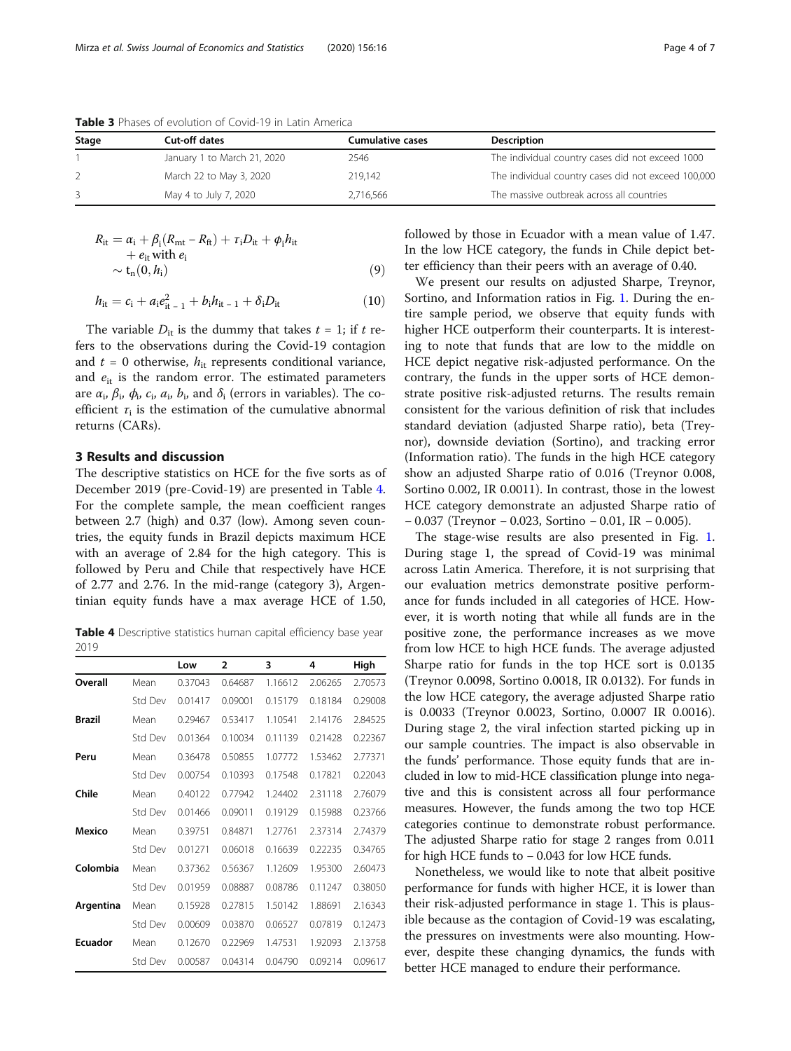**Table 3** Phases of evolution of Covid-19 in Latin America

| Stage | Cut-off dates | Cumulative cases | Description |
|---|---|---|---|
| 1 | January 1 to March 21, 2020 | 2546 | The individual country cases did not exceed 1000 |
| 2 | March 22 to May 3, 2020 | 219,142 | The individual country cases did not exceed 100,000 |
| 3 | May 4 to July 7, 2020 | 2,716,566 | The massive outbreak across all countries |

$$R_{it} = \alpha_i + \beta_i(R_{mt} - R_{ft}) + \tau_i D_{it} + \phi_i h_{it} + e_{it} \text{ with } e_i \sim t_n(0, h_i) \tag{9}$$

$$h_{it} = c_i + a_i e_{it-1}^2 + b_i h_{it-1} + \delta_i D_{it} \tag{10}$$

The variable $D_{it}$ is the dummy that takes $t = 1$; if $t$ refers to the observations during the Covid-19 contagion and $t = 0$ otherwise, $h_{it}$ represents conditional variance, and $e_{it}$ is the random error. The estimated parameters are $\alpha_i$, $\beta_i$, $\phi_i$, $c_i$, $a_i$, $b_i$, and $\delta_i$ (errors in variables). The coefficient $\tau_i$ is the estimation of the cumulative abnormal returns (CARs).

## 3 Results and discussion

The descriptive statistics on HCE for the five sorts as of December 2019 (pre-Covid-19) are presented in Table 4. For the complete sample, the mean coefficient ranges between 2.7 (high) and 0.37 (low). Among seven countries, the equity funds in Brazil depicts maximum HCE with an average of 2.84 for the high category. This is followed by Peru and Chile that respectively have HCE of 2.77 and 2.76. In the mid-range (category 3), Argentinian equity funds have a max average HCE of 1.50, followed by those in Ecuador with a mean value of 1.47. In the low HCE category, the funds in Chile depict better efficiency than their peers with an average of 0.40.

**Table 4** Descriptive statistics human capital efficiency base year 2019

| | | Low | 2 | 3 | 4 | High |
|---|---|---|---|---|---|---|
| **Overall** | Mean | 0.37043 | 0.64687 | 1.16612 | 2.06265 | 2.70573 |
| | Std Dev | 0.01417 | 0.09001 | 0.15179 | 0.18184 | 0.29008 |
| **Brazil** | Mean | 0.29467 | 0.53417 | 1.10541 | 2.14176 | 2.84525 |
| | Std Dev | 0.01364 | 0.10034 | 0.11139 | 0.21428 | 0.22367 |
| **Peru** | Mean | 0.36478 | 0.50855 | 1.07772 | 1.53462 | 2.77371 |
| | Std Dev | 0.00754 | 0.10393 | 0.17548 | 0.17821 | 0.22043 |
| **Chile** | Mean | 0.40122 | 0.77942 | 1.24402 | 2.31118 | 2.76079 |
| | Std Dev | 0.01466 | 0.09011 | 0.19129 | 0.15988 | 0.23766 |
| **Mexico** | Mean | 0.39751 | 0.84871 | 1.27761 | 2.37314 | 2.74379 |
| | Std Dev | 0.01271 | 0.06018 | 0.16639 | 0.22235 | 0.34765 |
| **Colombia** | Mean | 0.37362 | 0.56367 | 1.12609 | 1.95300 | 2.60473 |
| | Std Dev | 0.01959 | 0.08887 | 0.08786 | 0.11247 | 0.38050 |
| **Argentina** | Mean | 0.15928 | 0.27815 | 1.50142 | 1.88691 | 2.16343 |
| | Std Dev | 0.00609 | 0.03870 | 0.06527 | 0.07819 | 0.12473 |
| **Ecuador** | Mean | 0.12670 | 0.22969 | 1.47531 | 1.92093 | 2.13758 |
| | Std Dev | 0.00587 | 0.04314 | 0.04790 | 0.09214 | 0.09617 |

We present our results on adjusted Sharpe, Treynor, Sortino, and Information ratios in Fig. 1. During the entire sample period, we observe that equity funds with higher HCE outperform their counterparts. It is interesting to note that funds that are low to the middle on HCE depict negative risk-adjusted performance. On the contrary, the funds in the upper sorts of HCE demonstrate positive risk-adjusted returns. The results remain consistent for the various definition of risk that includes standard deviation (adjusted Sharpe ratio), beta (Treynor), downside deviation (Sortino), and tracking error (Information ratio). The funds in the high HCE category show an adjusted Sharpe ratio of 0.016 (Treynor 0.008, Sortino 0.002, IR 0.0011). In contrast, those in the lowest HCE category demonstrate an adjusted Sharpe ratio of − 0.037 (Treynor − 0.023, Sortino − 0.01, IR − 0.005).

The stage-wise results are also presented in Fig. 1. During stage 1, the spread of Covid-19 was minimal across Latin America. Therefore, it is not surprising that our evaluation metrics demonstrate positive performance for funds included in all categories of HCE. However, it is worth noting that while all funds are in the positive zone, the performance increases as we move from low HCE to high HCE funds. The average adjusted Sharpe ratio for funds in the top HCE sort is 0.0135 (Treynor 0.0098, Sortino 0.0018, IR 0.0132). For funds in the low HCE category, the average adjusted Sharpe ratio is 0.0033 (Treynor 0.0023, Sortino, 0.0007 IR 0.0016). During stage 2, the viral infection started picking up in our sample countries. The impact is also observable in the funds' performance. Those equity funds that are included in low to mid-HCE classification plunge into negative and this is consistent across all four performance measures. However, the funds among the two top HCE categories continue to demonstrate robust performance. The adjusted Sharpe ratio for stage 2 ranges from 0.011 for high HCE funds to − 0.043 for low HCE funds.

Nonetheless, we would like to note that albeit positive performance for funds with higher HCE, it is lower than their risk-adjusted performance in stage 1. This is plausible because as the contagion of Covid-19 was escalating, the pressures on investments were also mounting. However, despite these changing dynamics, the funds with better HCE managed to endure their performance.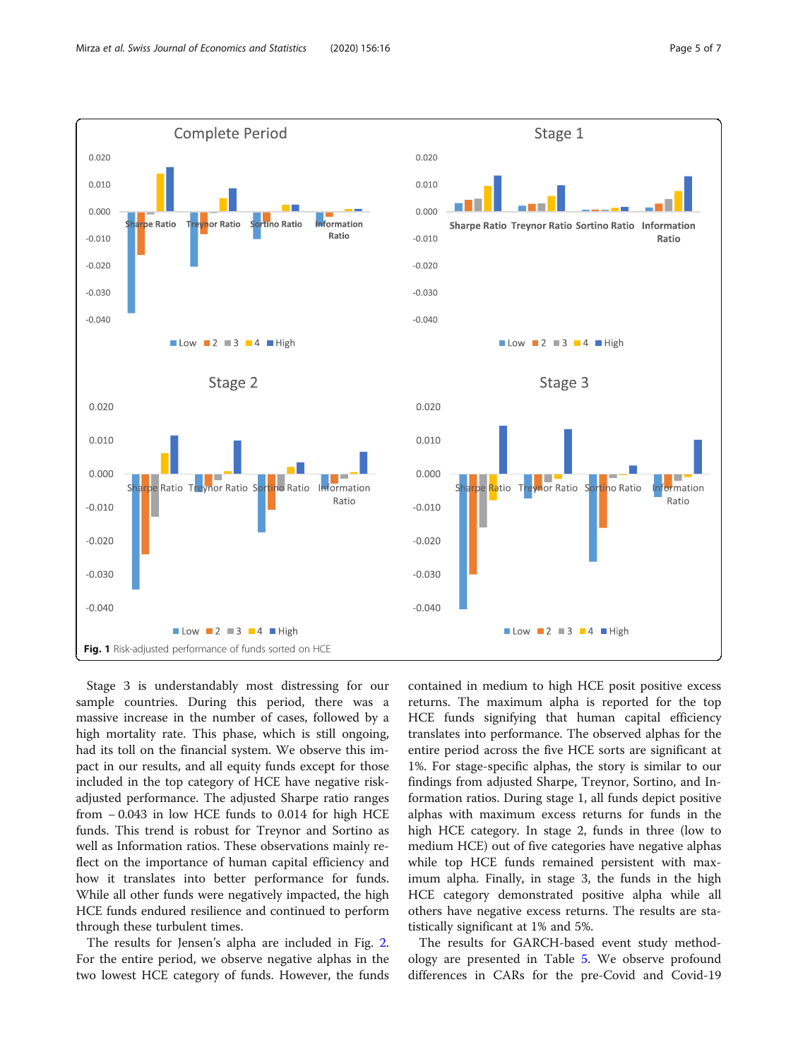Fig. 1 Risk-adjusted performance of funds sorted on HCE

Stage 3 is understandably most distressing for our sample countries. During this period, there was a massive increase in the number of cases, followed by a high mortality rate. This phase, which is still ongoing, had its toll on the financial system. We observe this impact in our results, and all equity funds except for those included in the top category of HCE have negative risk-adjusted performance. The adjusted Sharpe ratio ranges from − 0.043 in low HCE funds to 0.014 for high HCE funds. This trend is robust for Treynor and Sortino as well as Information ratios. These observations mainly reflect on the importance of human capital efficiency and how it translates into better performance for funds. While all other funds were negatively impacted, the high HCE funds endured resilience and continued to perform through these turbulent times.

The results for Jensen's alpha are included in Fig. 2. For the entire period, we observe negative alphas in the two lowest HCE category of funds. However, the funds contained in medium to high HCE posit positive excess returns. The maximum alpha is reported for the top HCE funds signifying that human capital efficiency translates into performance. The observed alphas for the entire period across the five HCE sorts are significant at 1%. For stage-specific alphas, the story is similar to our findings from adjusted Sharpe, Treynor, Sortino, and Information ratios. During stage 1, all funds depict positive alphas with maximum excess returns for funds in the high HCE category. In stage 2, funds in three (low to medium HCE) out of five categories have negative alphas while top HCE funds remained persistent with maximum alpha. Finally, in stage 3, the funds in the high HCE category demonstrated positive alpha while all others have negative excess returns. The results are statistically significant at 1% and 5%.

The results for GARCH-based event study methodology are presented in Table 5. We observe profound differences in CARs for the pre-Covid and Covid-19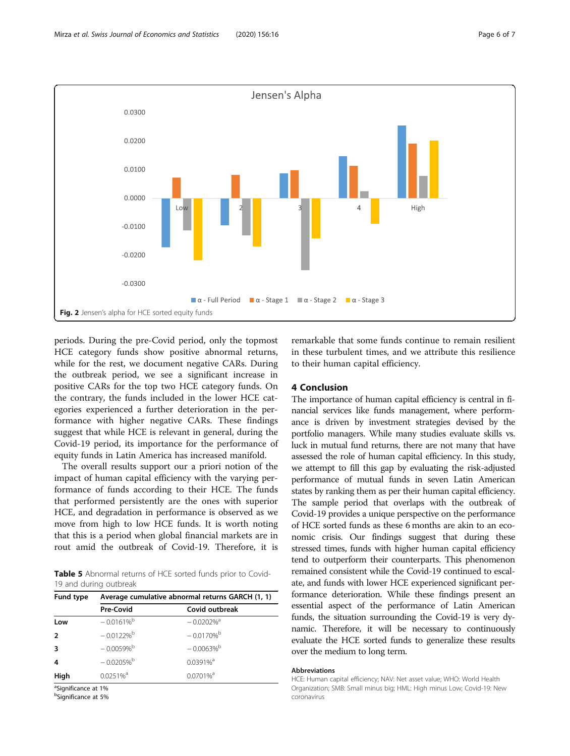Fig. 2 Jensen's alpha for HCE sorted equity funds

periods. During the pre-Covid period, only the topmost HCE category funds show positive abnormal returns, while for the rest, we document negative CARs. During the outbreak period, we see a significant increase in positive CARs for the top two HCE category funds. On the contrary, the funds included in the lower HCE categories experienced a further deterioration in the performance with higher negative CARs. These findings suggest that while HCE is relevant in general, during the Covid-19 period, its importance for the performance of equity funds in Latin America has increased manifold.

The overall results support our a priori notion of the impact of human capital efficiency with the varying performance of funds according to their HCE. The funds that performed persistently are the ones with superior HCE, and degradation in performance is observed as we move from high to low HCE funds. It is worth noting that this is a period when global financial markets are in rout amid the outbreak of Covid-19. Therefore, it is remarkable that some funds continue to remain resilient in these turbulent times, and we attribute this resilience to their human capital efficiency.

**Table 5** Abnormal returns of HCE sorted funds prior to Covid-19 and during outbreak

| Fund type | Average cumulative abnormal returns GARCH (1, 1) | |
|---|---|---|
| | Pre-Covid | Covid outbreak |
| **Low** | − 0.0161%[b] | − 0.0202%[a] |
| **2** | − 0.0122%[b] | − 0.0170%[b] |
| **3** | − 0.0059%[b] | − 0.0063%[b] |
| **4** | − 0.0205%[b] | 0.0391%[a] |
| **High** | 0.0251%[a] | 0.0701%[a] |

[a]Significance at 1%
[b]Significance at 5%

## 4 Conclusion

The importance of human capital efficiency is central in financial services like funds management, where performance is driven by investment strategies devised by the portfolio managers. While many studies evaluate skills vs. luck in mutual fund returns, there are not many that have assessed the role of human capital efficiency. In this study, we attempt to fill this gap by evaluating the risk-adjusted performance of mutual funds in seven Latin American states by ranking them as per their human capital efficiency. The sample period that overlaps with the outbreak of Covid-19 provides a unique perspective on the performance of HCE sorted funds as these 6 months are akin to an economic crisis. Our findings suggest that during these stressed times, funds with higher human capital efficiency tend to outperform their counterparts. This phenomenon remained consistent while the Covid-19 continued to escalate, and funds with lower HCE experienced significant performance deterioration. While these findings present an essential aspect of the performance of Latin American funds, the situation surrounding the Covid-19 is very dynamic. Therefore, it will be necessary to continuously evaluate the HCE sorted funds to generalize these results over the medium to long term.

### Abbreviations

HCE: Human capital efficiency; NAV: Net asset value; WHO: World Health Organization; SMB: Small minus big; HML: High minus Low; Covid-19: New coronavirus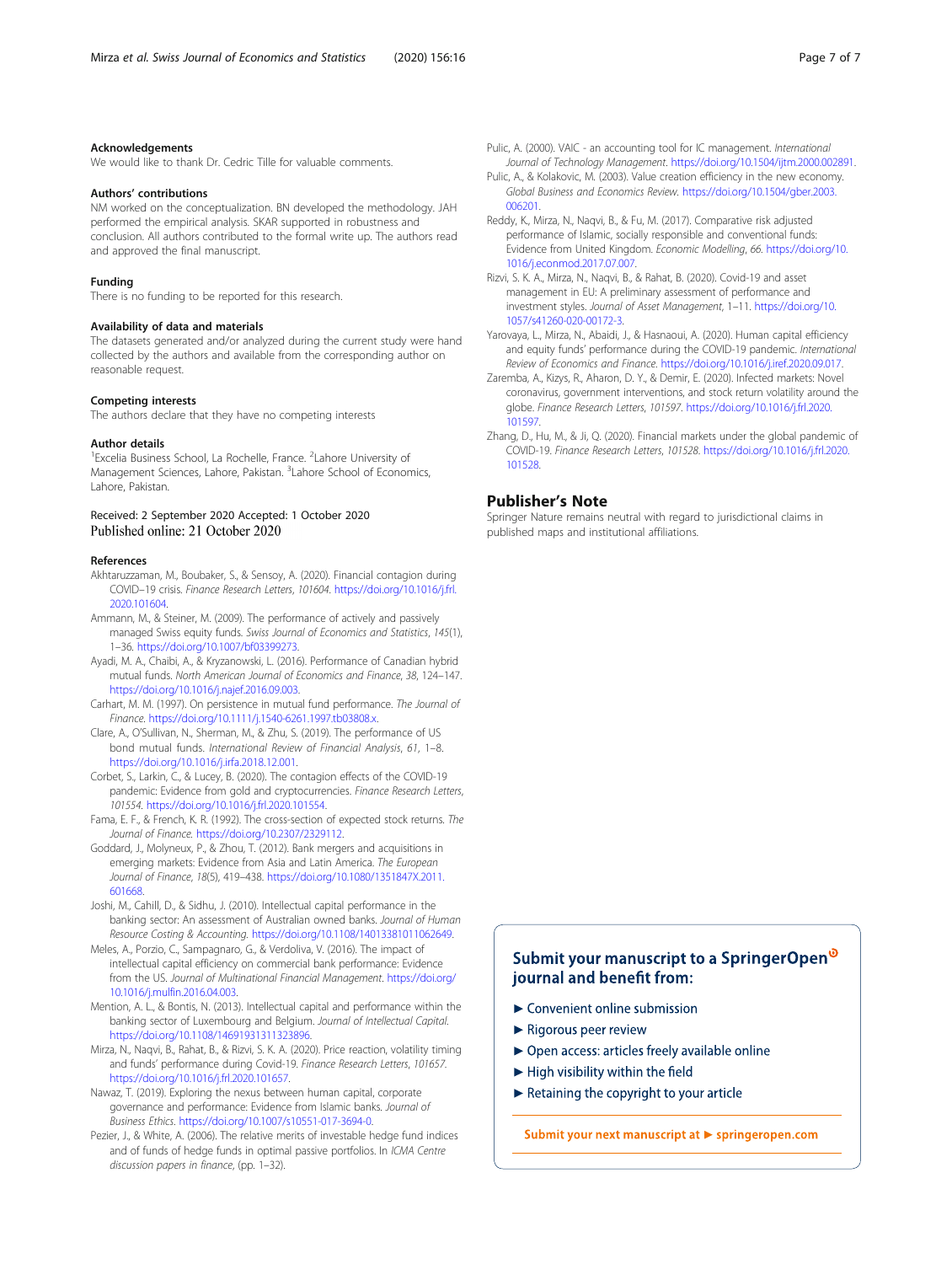### Acknowledgements

We would like to thank Dr. Cedric Tille for valuable comments.

### Authors' contributions

NM worked on the conceptualization. BN developed the methodology. JAH performed the empirical analysis. SKAR supported in robustness and conclusion. All authors contributed to the formal write up. The authors read and approved the final manuscript.

### Funding

There is no funding to be reported for this research.

### Availability of data and materials

The datasets generated and/or analyzed during the current study were hand collected by the authors and available from the corresponding author on reasonable request.

### Competing interests

The authors declare that they have no competing interests

### Author details

[1]Excelia Business School, La Rochelle, France. [2]Lahore University of Management Sciences, Lahore, Pakistan. [3]Lahore School of Economics, Lahore, Pakistan.

Received: 2 September 2020 Accepted: 1 October 2020
Published online: 21 October 2020

### References

Akhtaruzzaman, M., Boubaker, S., & Sensoy, A. (2020). Financial contagion during COVID–19 crisis. *Finance Research Letters*, *101604*. https://doi.org/10.1016/j.frl.2020.101604.

Ammann, M., & Steiner, M. (2009). The performance of actively and passively managed Swiss equity funds. *Swiss Journal of Economics and Statistics*, *145*(1), 1–36. https://doi.org/10.1007/bf03399273.

Ayadi, M. A., Chaibi, A., & Kryzanowski, L. (2016). Performance of Canadian hybrid mutual funds. *North American Journal of Economics and Finance*, *38*, 124–147. https://doi.org/10.1016/j.najef.2016.09.003.

Carhart, M. M. (1997). On persistence in mutual fund performance. *The Journal of Finance*. https://doi.org/10.1111/j.1540-6261.1997.tb03808.x.

Clare, A., O'Sullivan, N., Sherman, M., & Zhu, S. (2019). The performance of US bond mutual funds. *International Review of Financial Analysis*, *61*, 1–8. https://doi.org/10.1016/j.irfa.2018.12.001.

Corbet, S., Larkin, C., & Lucey, B. (2020). The contagion effects of the COVID-19 pandemic: Evidence from gold and cryptocurrencies. *Finance Research Letters*, *101554*. https://doi.org/10.1016/j.frl.2020.101554.

Fama, E. F., & French, K. R. (1992). The cross-section of expected stock returns. *The Journal of Finance*. https://doi.org/10.2307/2329112.

Goddard, J., Molyneux, P., & Zhou, T. (2012). Bank mergers and acquisitions in emerging markets: Evidence from Asia and Latin America. *The European Journal of Finance*, *18*(5), 419–438. https://doi.org/10.1080/1351847X.2011.601668.

Joshi, M., Cahill, D., & Sidhu, J. (2010). Intellectual capital performance in the banking sector: An assessment of Australian owned banks. *Journal of Human Resource Costing & Accounting*. https://doi.org/10.1108/14013381011062649.

Meles, A., Porzio, C., Sampagnaro, G., & Verdoliva, V. (2016). The impact of intellectual capital efficiency on commercial bank performance: Evidence from the US. *Journal of Multinational Financial Management*. https://doi.org/10.1016/j.mulfin.2016.04.003.

Mention, A. L., & Bontis, N. (2013). Intellectual capital and performance within the banking sector of Luxembourg and Belgium. *Journal of Intellectual Capital*. https://doi.org/10.1108/14691931311323896.

Mirza, N., Naqvi, B., Rahat, B., & Rizvi, S. K. A. (2020). Price reaction, volatility timing and funds' performance during Covid-19. *Finance Research Letters*, *101657*. https://doi.org/10.1016/j.frl.2020.101657.

Nawaz, T. (2019). Exploring the nexus between human capital, corporate governance and performance: Evidence from Islamic banks. *Journal of Business Ethics*. https://doi.org/10.1007/s10551-017-3694-0.

Pezier, J., & White, A. (2006). The relative merits of investable hedge fund indices and of funds of hedge funds in optimal passive portfolios. In *ICMA Centre discussion papers in finance*, (pp. 1–32).

Pulic, A. (2000). VAIC - an accounting tool for IC management. *International Journal of Technology Management*. https://doi.org/10.1504/ijtm.2000.002891.

Pulic, A., & Kolakovic, M. (2003). Value creation efficiency in the new economy. *Global Business and Economics Review*. https://doi.org/10.1504/gber.2003.006201.

Reddy, K., Mirza, N., Naqvi, B., & Fu, M. (2017). Comparative risk adjusted performance of Islamic, socially responsible and conventional funds: Evidence from United Kingdom. *Economic Modelling*, *66*. https://doi.org/10.1016/j.econmod.2017.07.007.

Rizvi, S. K. A., Mirza, N., Naqvi, B., & Rahat, B. (2020). Covid-19 and asset management in EU: A preliminary assessment of performance and investment styles. *Journal of Asset Management*, 1–11. https://doi.org/10.1057/s41260-020-00172-3.

Yarovaya, L., Mirza, N., Abaidi, J., & Hasnaoui, A. (2020). Human capital efficiency and equity funds' performance during the COVID-19 pandemic. *International Review of Economics and Finance*. https://doi.org/10.1016/j.iref.2020.09.017.

Zaremba, A., Kizys, R., Aharon, D. Y., & Demir, E. (2020). Infected markets: Novel coronavirus, government interventions, and stock return volatility around the globe. *Finance Research Letters*, *101597*. https://doi.org/10.1016/j.frl.2020.101597.

Zhang, D., Hu, M., & Ji, Q. (2020). Financial markets under the global pandemic of COVID-19. *Finance Research Letters*, *101528*. https://doi.org/10.1016/j.frl.2020.101528.

## Publisher's Note

Springer Nature remains neutral with regard to jurisdictional claims in published maps and institutional affiliations.

**Submit your manuscript to a SpringerOpen journal and benefit from:**

- Convenient online submission
- Rigorous peer review
- Open access: articles freely available online
- High visibility within the field
- Retaining the copyright to your article

**Submit your next manuscript at ► springeropen.com**